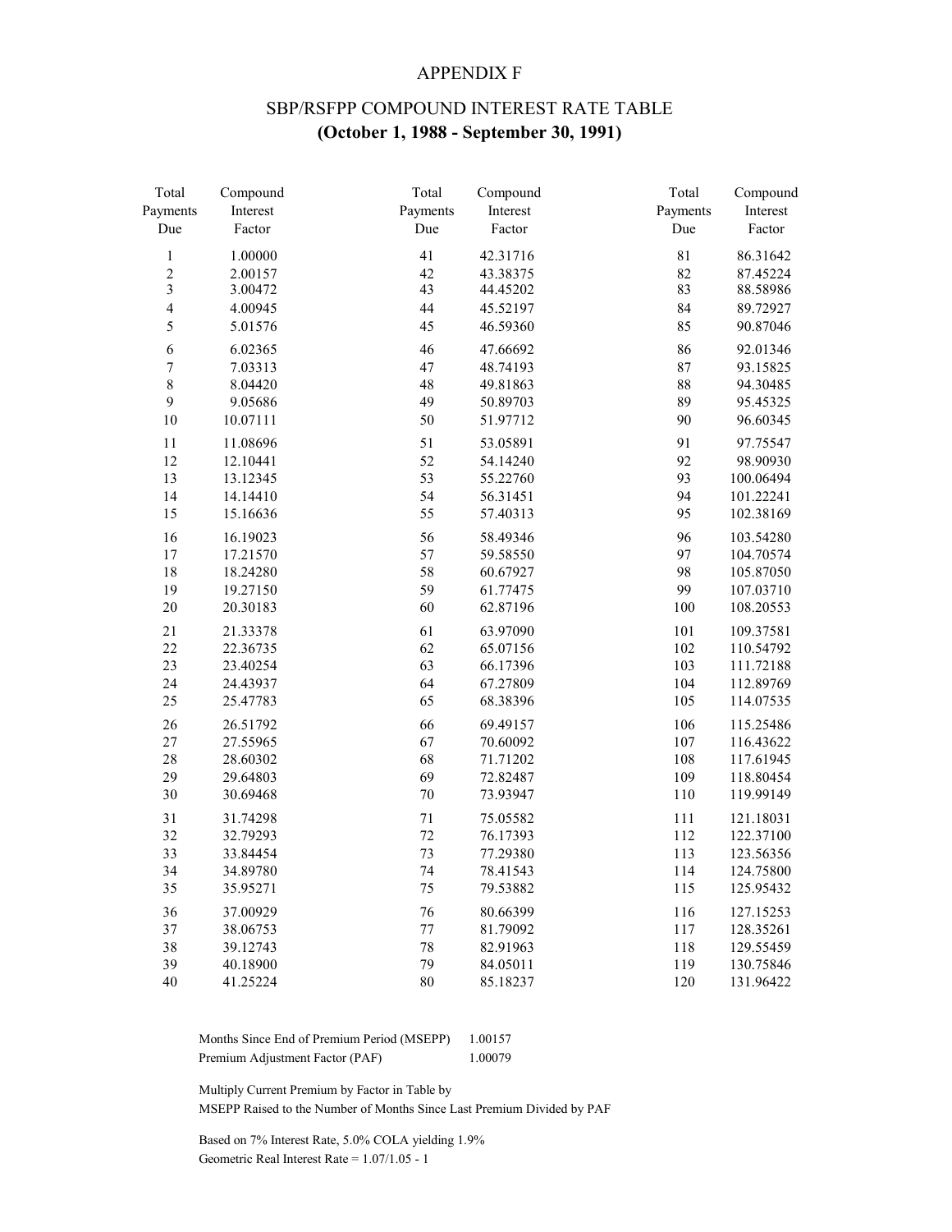# APPENDIX F

## SBP/RSFPP COMPOUND INTEREST RATE TABLE
## **(October 1, 1988 - September 30, 1991)**

| Total Payments Due | Compound Interest Factor | Total Payments Due | Compound Interest Factor | Total Payments Due | Compound Interest Factor |
|---|---|---|---|---|---|
| 1 | 1.00000 | 41 | 42.31716 | 81 | 86.31642 |
| 2 | 2.00157 | 42 | 43.38375 | 82 | 87.45224 |
| 3 | 3.00472 | 43 | 44.45202 | 83 | 88.58986 |
| 4 | 4.00945 | 44 | 45.52197 | 84 | 89.72927 |
| 5 | 5.01576 | 45 | 46.59360 | 85 | 90.87046 |
| 6 | 6.02365 | 46 | 47.66692 | 86 | 92.01346 |
| 7 | 7.03313 | 47 | 48.74193 | 87 | 93.15825 |
| 8 | 8.04420 | 48 | 49.81863 | 88 | 94.30485 |
| 9 | 9.05686 | 49 | 50.89703 | 89 | 95.45325 |
| 10 | 10.07111 | 50 | 51.97712 | 90 | 96.60345 |
| 11 | 11.08696 | 51 | 53.05891 | 91 | 97.75547 |
| 12 | 12.10441 | 52 | 54.14240 | 92 | 98.90930 |
| 13 | 13.12345 | 53 | 55.22760 | 93 | 100.06494 |
| 14 | 14.14410 | 54 | 56.31451 | 94 | 101.22241 |
| 15 | 15.16636 | 55 | 57.40313 | 95 | 102.38169 |
| 16 | 16.19023 | 56 | 58.49346 | 96 | 103.54280 |
| 17 | 17.21570 | 57 | 59.58550 | 97 | 104.70574 |
| 18 | 18.24280 | 58 | 60.67927 | 98 | 105.87050 |
| 19 | 19.27150 | 59 | 61.77475 | 99 | 107.03710 |
| 20 | 20.30183 | 60 | 62.87196 | 100 | 108.20553 |
| 21 | 21.33378 | 61 | 63.97090 | 101 | 109.37581 |
| 22 | 22.36735 | 62 | 65.07156 | 102 | 110.54792 |
| 23 | 23.40254 | 63 | 66.17396 | 103 | 111.72188 |
| 24 | 24.43937 | 64 | 67.27809 | 104 | 112.89769 |
| 25 | 25.47783 | 65 | 68.38396 | 105 | 114.07535 |
| 26 | 26.51792 | 66 | 69.49157 | 106 | 115.25486 |
| 27 | 27.55965 | 67 | 70.60092 | 107 | 116.43622 |
| 28 | 28.60302 | 68 | 71.71202 | 108 | 117.61945 |
| 29 | 29.64803 | 69 | 72.82487 | 109 | 118.80454 |
| 30 | 30.69468 | 70 | 73.93947 | 110 | 119.99149 |
| 31 | 31.74298 | 71 | 75.05582 | 111 | 121.18031 |
| 32 | 32.79293 | 72 | 76.17393 | 112 | 122.37100 |
| 33 | 33.84454 | 73 | 77.29380 | 113 | 123.56356 |
| 34 | 34.89780 | 74 | 78.41543 | 114 | 124.75800 |
| 35 | 35.95271 | 75 | 79.53882 | 115 | 125.95432 |
| 36 | 37.00929 | 76 | 80.66399 | 116 | 127.15253 |
| 37 | 38.06753 | 77 | 81.79092 | 117 | 128.35261 |
| 38 | 39.12743 | 78 | 82.91963 | 118 | 129.55459 |
| 39 | 40.18900 | 79 | 84.05011 | 119 | 130.75846 |
| 40 | 41.25224 | 80 | 85.18237 | 120 | 131.96422 |

Months Since End of Premium Period (MSEPP) 1.00157
Premium Adjustment Factor (PAF) 1.00079

Multiply Current Premium by Factor in Table by
MSEPP Raised to the Number of Months Since Last Premium Divided by PAF

Based on 7% Interest Rate, 5.0% COLA yielding 1.9%
Geometric Real Interest Rate = 1.07/1.05 - 1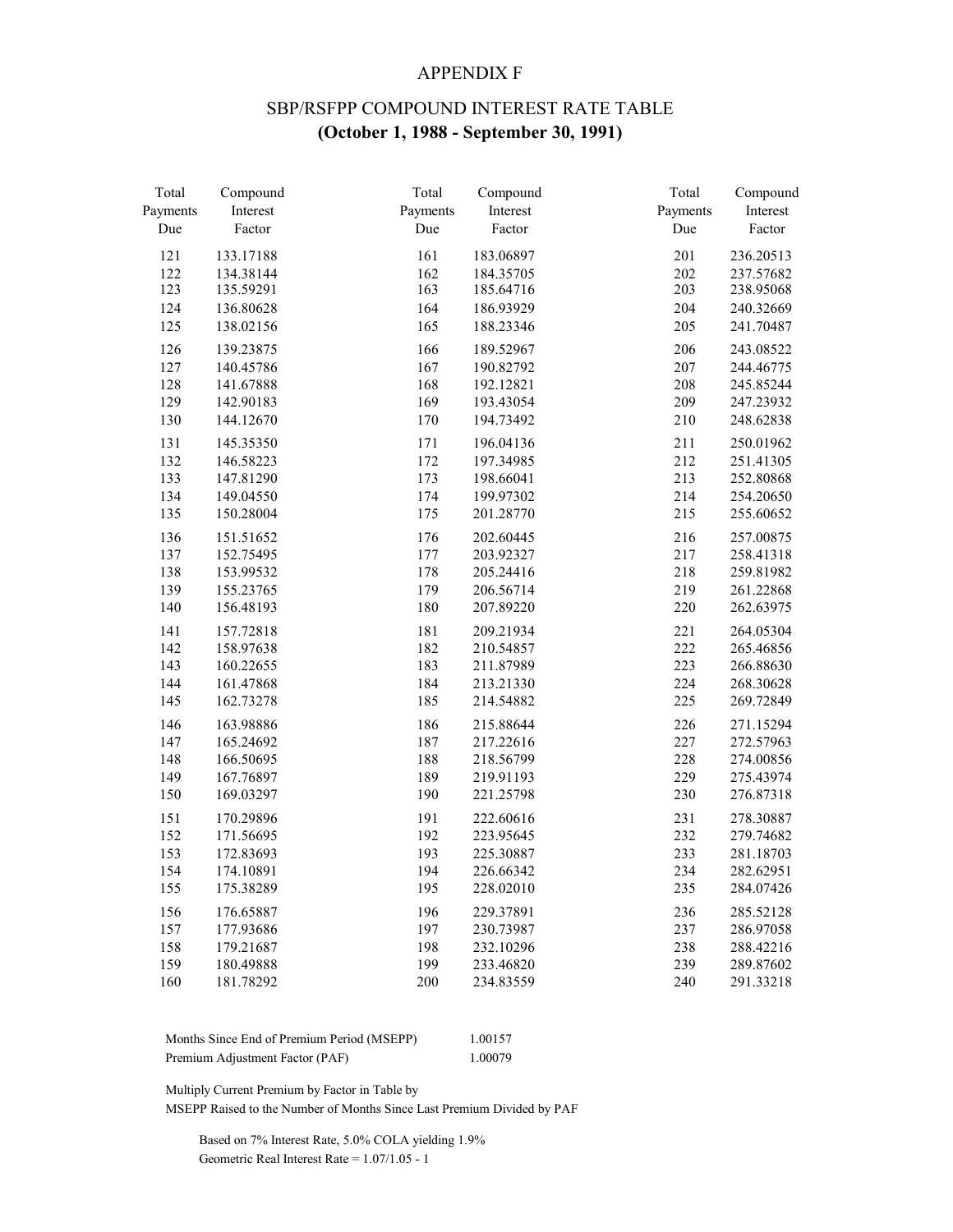# APPENDIX F

## SBP/RSFPP COMPOUND INTEREST RATE TABLE
## **(October 1, 1988 - September 30, 1991)**

| Total Payments Due | Compound Interest Factor | Total Payments Due | Compound Interest Factor | Total Payments Due | Compound Interest Factor |
|---|---|---|---|---|---|
| 121 | 133.17188 | 161 | 183.06897 | 201 | 236.20513 |
| 122 | 134.38144 | 162 | 184.35705 | 202 | 237.57682 |
| 123 | 135.59291 | 163 | 185.64716 | 203 | 238.95068 |
| 124 | 136.80628 | 164 | 186.93929 | 204 | 240.32669 |
| 125 | 138.02156 | 165 | 188.23346 | 205 | 241.70487 |
| 126 | 139.23875 | 166 | 189.52967 | 206 | 243.08522 |
| 127 | 140.45786 | 167 | 190.82792 | 207 | 244.46775 |
| 128 | 141.67888 | 168 | 192.12821 | 208 | 245.85244 |
| 129 | 142.90183 | 169 | 193.43054 | 209 | 247.23932 |
| 130 | 144.12670 | 170 | 194.73492 | 210 | 248.62838 |
| 131 | 145.35350 | 171 | 196.04136 | 211 | 250.01962 |
| 132 | 146.58223 | 172 | 197.34985 | 212 | 251.41305 |
| 133 | 147.81290 | 173 | 198.66041 | 213 | 252.80868 |
| 134 | 149.04550 | 174 | 199.97302 | 214 | 254.20650 |
| 135 | 150.28004 | 175 | 201.28770 | 215 | 255.60652 |
| 136 | 151.51652 | 176 | 202.60445 | 216 | 257.00875 |
| 137 | 152.75495 | 177 | 203.92327 | 217 | 258.41318 |
| 138 | 153.99532 | 178 | 205.24416 | 218 | 259.81982 |
| 139 | 155.23765 | 179 | 206.56714 | 219 | 261.22868 |
| 140 | 156.48193 | 180 | 207.89220 | 220 | 262.63975 |
| 141 | 157.72818 | 181 | 209.21934 | 221 | 264.05304 |
| 142 | 158.97638 | 182 | 210.54857 | 222 | 265.46856 |
| 143 | 160.22655 | 183 | 211.87989 | 223 | 266.88630 |
| 144 | 161.47868 | 184 | 213.21330 | 224 | 268.30628 |
| 145 | 162.73278 | 185 | 214.54882 | 225 | 269.72849 |
| 146 | 163.98886 | 186 | 215.88644 | 226 | 271.15294 |
| 147 | 165.24692 | 187 | 217.22616 | 227 | 272.57963 |
| 148 | 166.50695 | 188 | 218.56799 | 228 | 274.00856 |
| 149 | 167.76897 | 189 | 219.91193 | 229 | 275.43974 |
| 150 | 169.03297 | 190 | 221.25798 | 230 | 276.87318 |
| 151 | 170.29896 | 191 | 222.60616 | 231 | 278.30887 |
| 152 | 171.56695 | 192 | 223.95645 | 232 | 279.74682 |
| 153 | 172.83693 | 193 | 225.30887 | 233 | 281.18703 |
| 154 | 174.10891 | 194 | 226.66342 | 234 | 282.62951 |
| 155 | 175.38289 | 195 | 228.02010 | 235 | 284.07426 |
| 156 | 176.65887 | 196 | 229.37891 | 236 | 285.52128 |
| 157 | 177.93686 | 197 | 230.73987 | 237 | 286.97058 |
| 158 | 179.21687 | 198 | 232.10296 | 238 | 288.42216 |
| 159 | 180.49888 | 199 | 233.46820 | 239 | 289.87602 |
| 160 | 181.78292 | 200 | 234.83559 | 240 | 291.33218 |

| | |
|---|---|
| Months Since End of Premium Period (MSEPP) | 1.00157 |
| Premium Adjustment Factor (PAF) | 1.00079 |

Multiply Current Premium by Factor in Table by
MSEPP Raised to the Number of Months Since Last Premium Divided by PAF

Based on 7% Interest Rate, 5.0% COLA yielding 1.9%
Geometric Real Interest Rate = 1.07/1.05 - 1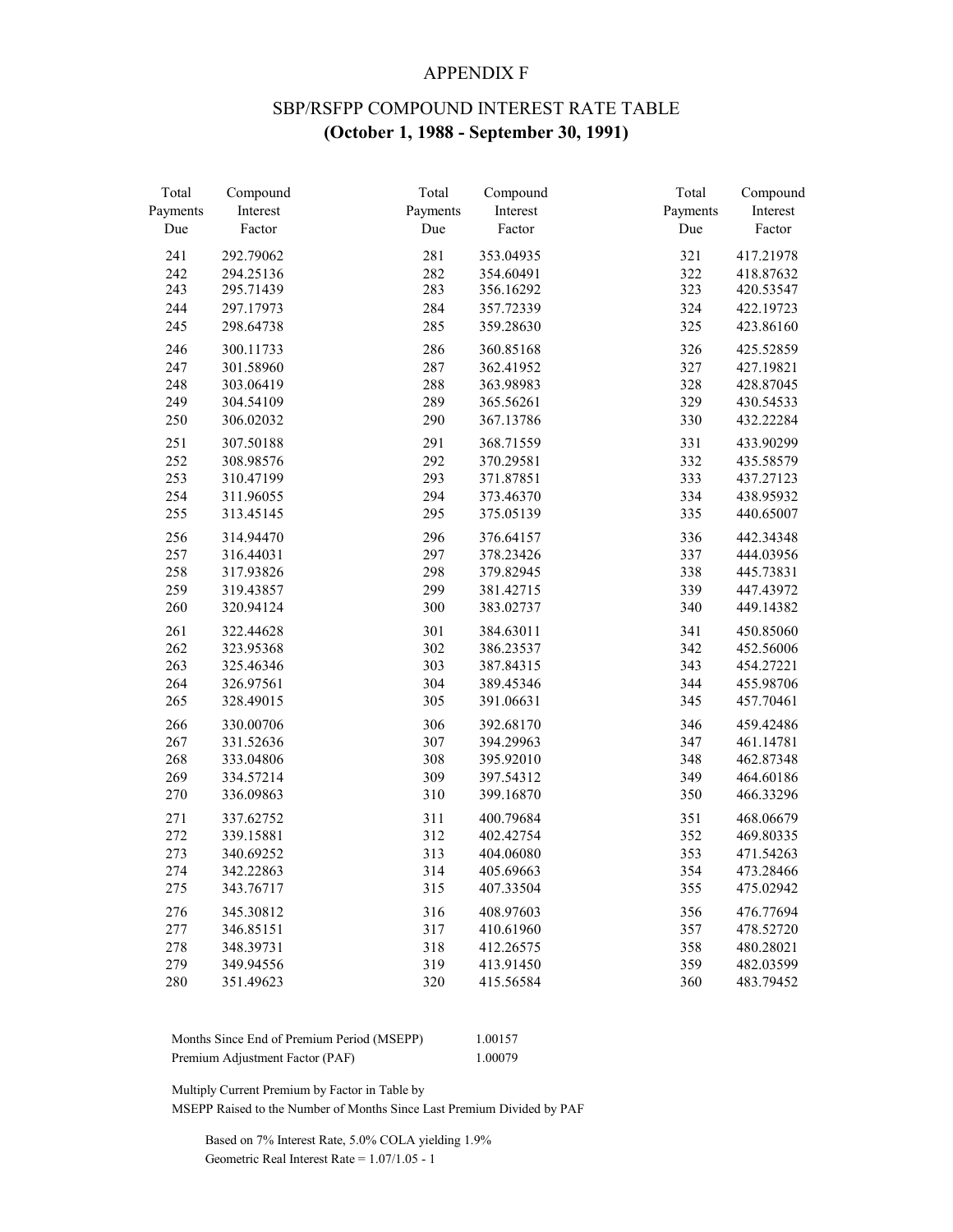# APPENDIX F

## SBP/RSFPP COMPOUND INTEREST RATE TABLE

**(October 1, 1988 - September 30, 1991)**

| Total Payments Due | Compound Interest Factor | Total Payments Due | Compound Interest Factor | Total Payments Due | Compound Interest Factor |
|---|---|---|---|---|---|
| 241 | 292.79062 | 281 | 353.04935 | 321 | 417.21978 |
| 242 | 294.25136 | 282 | 354.60491 | 322 | 418.87632 |
| 243 | 295.71439 | 283 | 356.16292 | 323 | 420.53547 |
| 244 | 297.17973 | 284 | 357.72339 | 324 | 422.19723 |
| 245 | 298.64738 | 285 | 359.28630 | 325 | 423.86160 |
| 246 | 300.11733 | 286 | 360.85168 | 326 | 425.52859 |
| 247 | 301.58960 | 287 | 362.41952 | 327 | 427.19821 |
| 248 | 303.06419 | 288 | 363.98983 | 328 | 428.87045 |
| 249 | 304.54109 | 289 | 365.56261 | 329 | 430.54533 |
| 250 | 306.02032 | 290 | 367.13786 | 330 | 432.22284 |
| 251 | 307.50188 | 291 | 368.71559 | 331 | 433.90299 |
| 252 | 308.98576 | 292 | 370.29581 | 332 | 435.58579 |
| 253 | 310.47199 | 293 | 371.87851 | 333 | 437.27123 |
| 254 | 311.96055 | 294 | 373.46370 | 334 | 438.95932 |
| 255 | 313.45145 | 295 | 375.05139 | 335 | 440.65007 |
| 256 | 314.94470 | 296 | 376.64157 | 336 | 442.34348 |
| 257 | 316.44031 | 297 | 378.23426 | 337 | 444.03956 |
| 258 | 317.93826 | 298 | 379.82945 | 338 | 445.73831 |
| 259 | 319.43857 | 299 | 381.42715 | 339 | 447.43972 |
| 260 | 320.94124 | 300 | 383.02737 | 340 | 449.14382 |
| 261 | 322.44628 | 301 | 384.63011 | 341 | 450.85060 |
| 262 | 323.95368 | 302 | 386.23537 | 342 | 452.56006 |
| 263 | 325.46346 | 303 | 387.84315 | 343 | 454.27221 |
| 264 | 326.97561 | 304 | 389.45346 | 344 | 455.98706 |
| 265 | 328.49015 | 305 | 391.06631 | 345 | 457.70461 |
| 266 | 330.00706 | 306 | 392.68170 | 346 | 459.42486 |
| 267 | 331.52636 | 307 | 394.29963 | 347 | 461.14781 |
| 268 | 333.04806 | 308 | 395.92010 | 348 | 462.87348 |
| 269 | 334.57214 | 309 | 397.54312 | 349 | 464.60186 |
| 270 | 336.09863 | 310 | 399.16870 | 350 | 466.33296 |
| 271 | 337.62752 | 311 | 400.79684 | 351 | 468.06679 |
| 272 | 339.15881 | 312 | 402.42754 | 352 | 469.80335 |
| 273 | 340.69252 | 313 | 404.06080 | 353 | 471.54263 |
| 274 | 342.22863 | 314 | 405.69663 | 354 | 473.28466 |
| 275 | 343.76717 | 315 | 407.33504 | 355 | 475.02942 |
| 276 | 345.30812 | 316 | 408.97603 | 356 | 476.77694 |
| 277 | 346.85151 | 317 | 410.61960 | 357 | 478.52720 |
| 278 | 348.39731 | 318 | 412.26575 | 358 | 480.28021 |
| 279 | 349.94556 | 319 | 413.91450 | 359 | 482.03599 |
| 280 | 351.49623 | 320 | 415.56584 | 360 | 483.79452 |

| | |
|---|---|
| Months Since End of Premium Period (MSEPP) | 1.00157 |
| Premium Adjustment Factor (PAF) | 1.00079 |

Multiply Current Premium by Factor in Table by
MSEPP Raised to the Number of Months Since Last Premium Divided by PAF

Based on 7% Interest Rate, 5.0% COLA yielding 1.9%
Geometric Real Interest Rate = 1.07/1.05 - 1